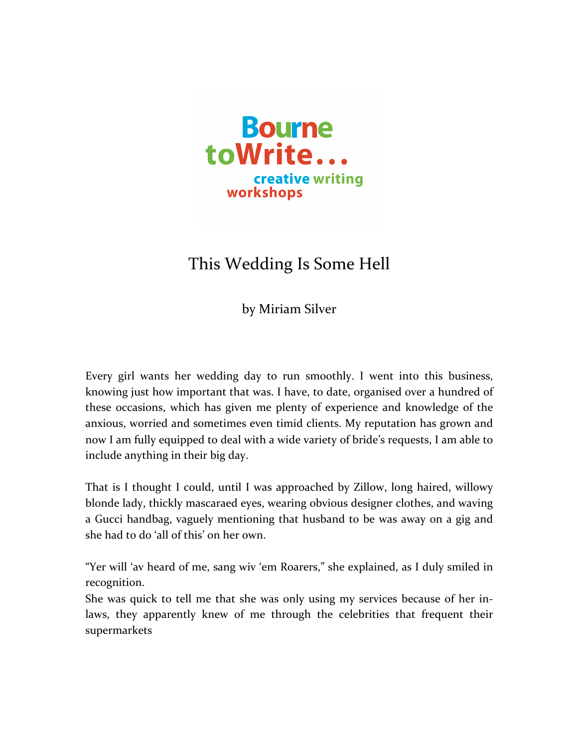Bourne toWrite... creative writing workshops

# This Wedding Is Some Hell

by Miriam Silver

Every girl wants her wedding day to run smoothly. I went into this business, knowing just how important that was. I have, to date, organised over a hundred of these occasions, which has given me plenty of experience and knowledge of the anxious, worried and sometimes even timid clients. My reputation has grown and now I am fully equipped to deal with a wide variety of bride's requests, I am able to include anything in their big day.

That is I thought I could, until I was approached by Zillow, long haired, willowy blonde lady, thickly mascaraed eyes, wearing obvious designer clothes, and waving a Gucci handbag, vaguely mentioning that husband to be was away on a gig and she had to do 'all of this' on her own.

"Yer will 'av heard of me, sang wiv 'em Roarers," she explained, as I duly smiled in recognition.
She was quick to tell me that she was only using my services because of her in-laws, they apparently knew of me through the celebrities that frequent their supermarkets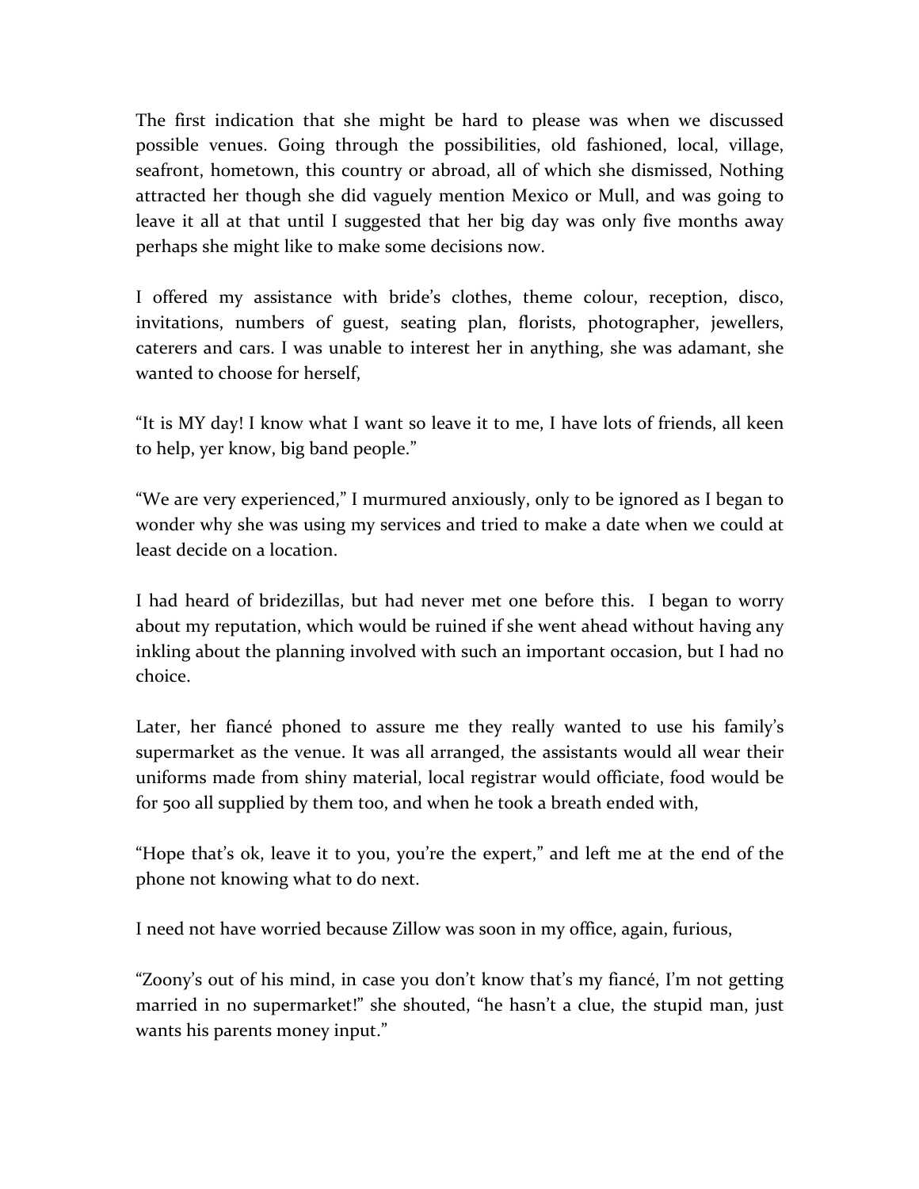The first indication that she might be hard to please was when we discussed possible venues. Going through the possibilities, old fashioned, local, village, seafront, hometown, this country or abroad, all of which she dismissed, Nothing attracted her though she did vaguely mention Mexico or Mull, and was going to leave it all at that until I suggested that her big day was only five months away perhaps she might like to make some decisions now.

I offered my assistance with bride's clothes, theme colour, reception, disco, invitations, numbers of guest, seating plan, florists, photographer, jewellers, caterers and cars. I was unable to interest her in anything, she was adamant, she wanted to choose for herself,

"It is MY day! I know what I want so leave it to me, I have lots of friends, all keen to help, yer know, big band people."

"We are very experienced," I murmured anxiously, only to be ignored as I began to wonder why she was using my services and tried to make a date when we could at least decide on a location.

I had heard of bridezillas, but had never met one before this. I began to worry about my reputation, which would be ruined if she went ahead without having any inkling about the planning involved with such an important occasion, but I had no choice.

Later, her fiancé phoned to assure me they really wanted to use his family's supermarket as the venue. It was all arranged, the assistants would all wear their uniforms made from shiny material, local registrar would officiate, food would be for 500 all supplied by them too, and when he took a breath ended with,

"Hope that's ok, leave it to you, you're the expert," and left me at the end of the phone not knowing what to do next.

I need not have worried because Zillow was soon in my office, again, furious,

"Zoony's out of his mind, in case you don't know that's my fiancé, I'm not getting married in no supermarket!" she shouted, "he hasn't a clue, the stupid man, just wants his parents money input."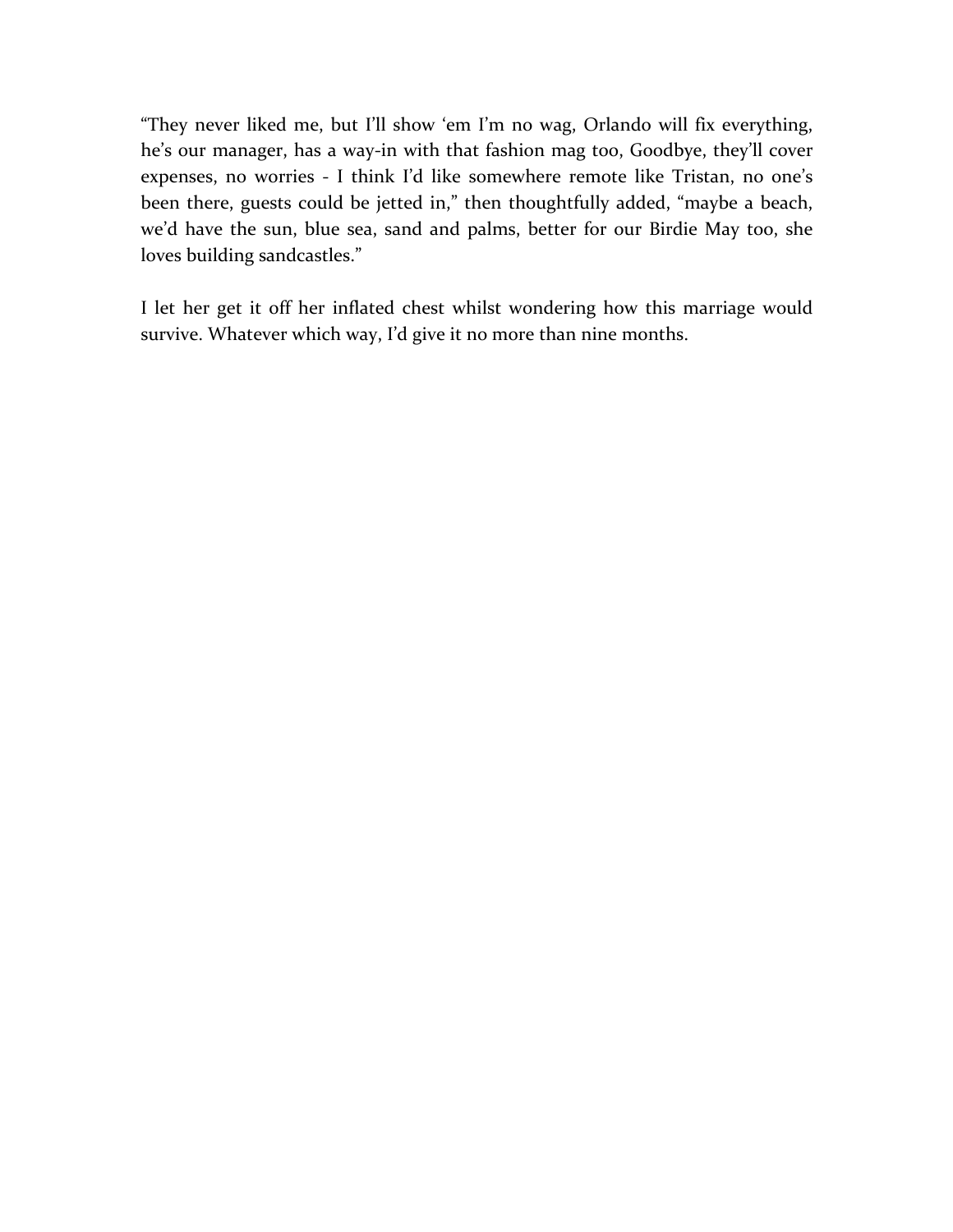“They never liked me, but I’ll show ‘em I’m no wag, Orlando will fix everything, he’s our manager, has a way-in with that fashion mag too, Goodbye, they’ll cover expenses, no worries - I think I’d like somewhere remote like Tristan, no one’s been there, guests could be jetted in,” then thoughtfully added, “maybe a beach, we’d have the sun, blue sea, sand and palms, better for our Birdie May too, she loves building sandcastles.”

I let her get it off her inflated chest whilst wondering how this marriage would survive. Whatever which way, I’d give it no more than nine months.